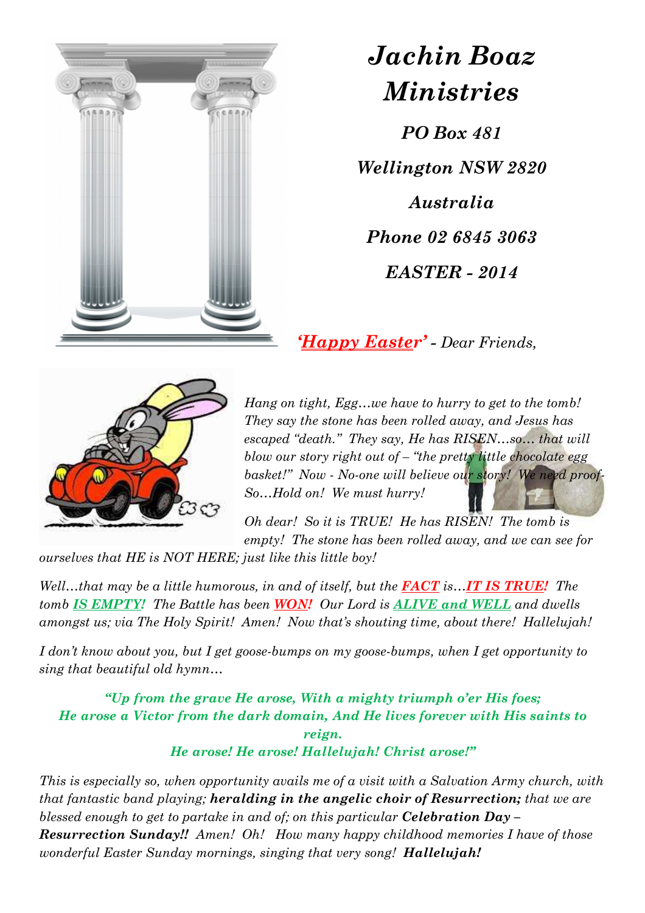# *Jachin Boaz Ministries*

***PO Box 481***

***Wellington NSW 2820***

***Australia***

***Phone 02 6845 3063***

***EASTER - 2014***

***'Happy Easter'*** *- Dear Friends,*

*Hang on tight, Egg…we have to hurry to get to the tomb! They say the stone has been rolled away, and Jesus has escaped "death." They say, He has RISEN…so… that will blow our story right out of – "the pretty little chocolate egg basket!" Now - No-one will believe our story! We need proof- So…Hold on! We must hurry!*

*Oh dear! So it is TRUE! He has RISEN! The tomb is empty! The stone has been rolled away, and we can see for ourselves that HE is NOT HERE; just like this little boy!*

*Well…that may be a little humorous, in and of itself, but the* ***FACT*** *is…****IT IS TRUE!*** *The tomb* ***IS EMPTY!*** *The Battle has been* ***WON!*** *Our Lord is* ***ALIVE and WELL*** *and dwells amongst us; via The Holy Spirit! Amen! Now that's shouting time, about there! Hallelujah!*

*I don't know about you, but I get goose-bumps on my goose-bumps, when I get opportunity to sing that beautiful old hymn…*

***"Up from the grave He arose, With a mighty triumph o'er His foes;***
***He arose a Victor from the dark domain, And He lives forever with His saints to reign.***
***He arose! He arose! Hallelujah! Christ arose!"***

*This is especially so, when opportunity avails me of a visit with a Salvation Army church, with that fantastic band playing;* ***heralding in the angelic choir of Resurrection;*** *that we are blessed enough to get to partake in and of; on this particular* ***Celebration Day – Resurrection Sunday!!*** *Amen! Oh! How many happy childhood memories I have of those wonderful Easter Sunday mornings, singing that very song!* ***Hallelujah!***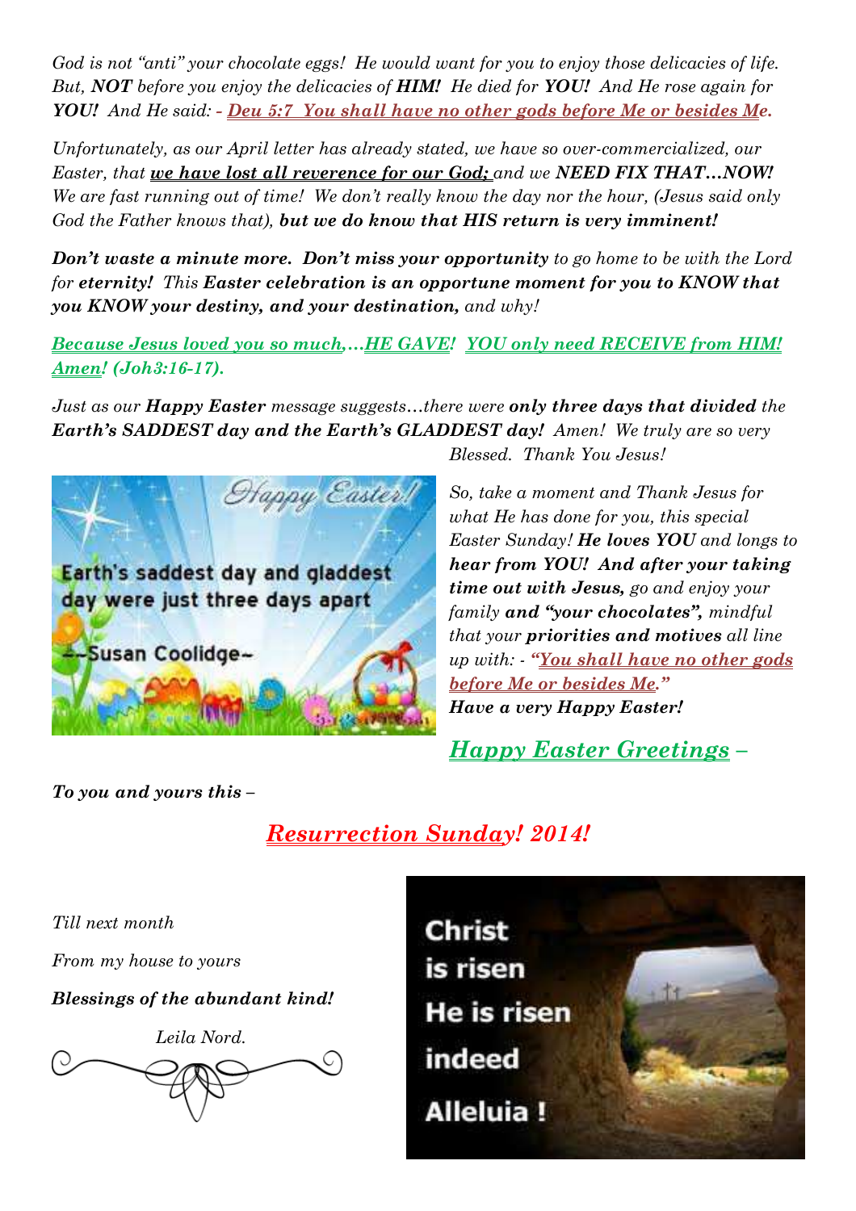*God is not "anti" your chocolate eggs! He would want for you to enjoy those delicacies of life. But, **NOT** before you enjoy the delicacies of **HIM!** He died for **YOU!** And He rose again for **YOU!** And He said: - **Deu 5:7 You shall have no other gods before Me or besides Me.***

*Unfortunately, as our April letter has already stated, we have so over-commercialized, our Easter, that **we have lost all reverence for our God;** and we **NEED FIX THAT…NOW!** We are fast running out of time! We don't really know the day nor the hour, (Jesus said only God the Father knows that), **but we do know that HIS return is very imminent!***

***Don't waste a minute more. Don't miss your opportunity** to go home to be with the Lord for **eternity!** This **Easter celebration is an opportune moment for you to KNOW that you KNOW your destiny, and your destination,** and why!*

***Because Jesus loved you so much,…HE GAVE! YOU only need RECEIVE from HIM! Amen! (Joh3:16-17).***

*Just as our **Happy Easter** message suggests…there were **only three days that divided** the **Earth's SADDEST day and the Earth's GLADDEST day!** Amen! We truly are so very Blessed. Thank You Jesus!*

*So, take a moment and Thank Jesus for what He has done for you, this special Easter Sunday! **He loves YOU** and longs to **hear from YOU! And after your taking time out with Jesus,** go and enjoy your family **and "your chocolates",** mindful that your **priorities and motives** all line up with: - **"You shall have no other gods before Me or besides Me."***
***Have a very Happy Easter!***

***Happy Easter Greetings –***

***To you and yours this –***

## ***Resurrection Sunday! 2014!***

*Till next month*

*From my house to yours*

***Blessings of the abundant kind!***

*Leila Nord.*